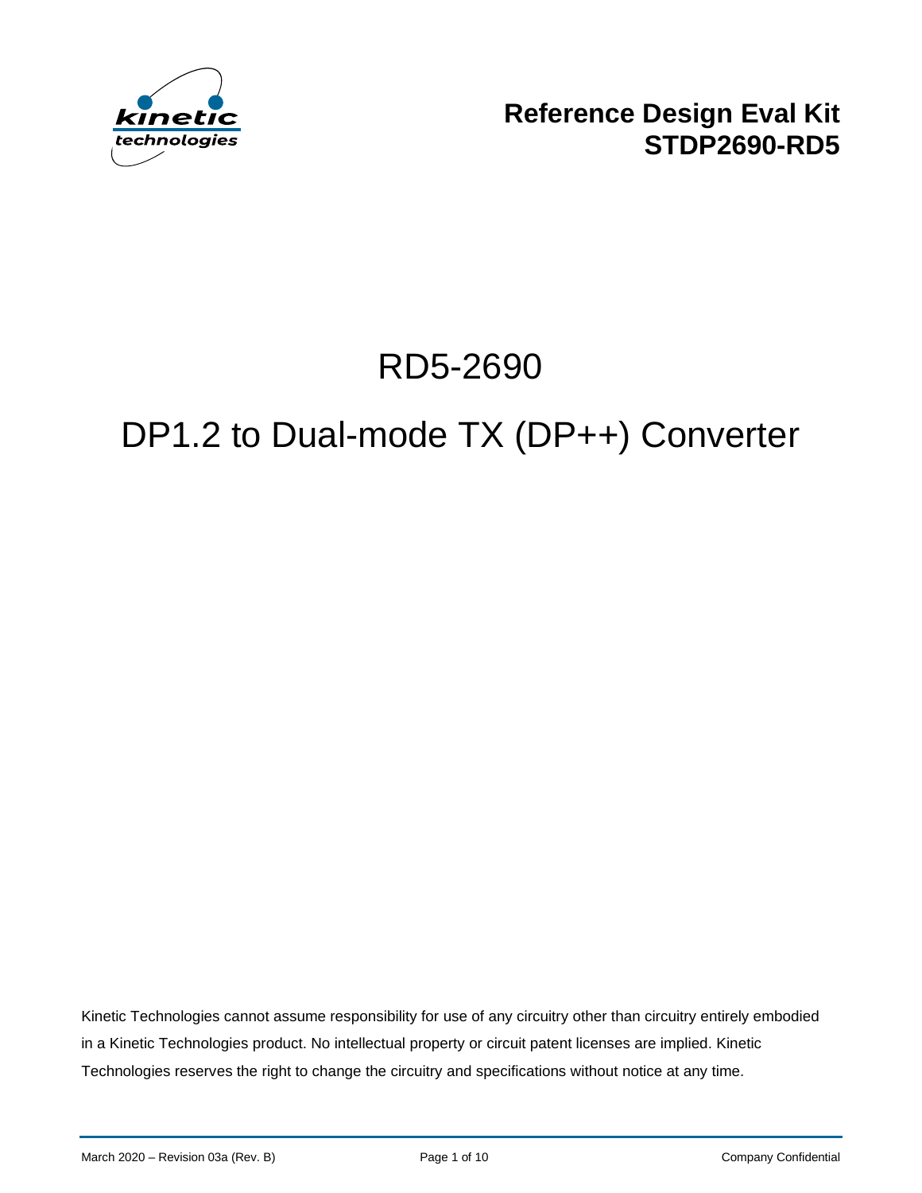**Reference Design Eval Kit**
**STDP2690-RD5**

# RD5-2690

# DP1.2 to Dual-mode TX (DP++) Converter

Kinetic Technologies cannot assume responsibility for use of any circuitry other than circuitry entirely embodied in a Kinetic Technologies product. No intellectual property or circuit patent licenses are implied. Kinetic Technologies reserves the right to change the circuitry and specifications without notice at any time.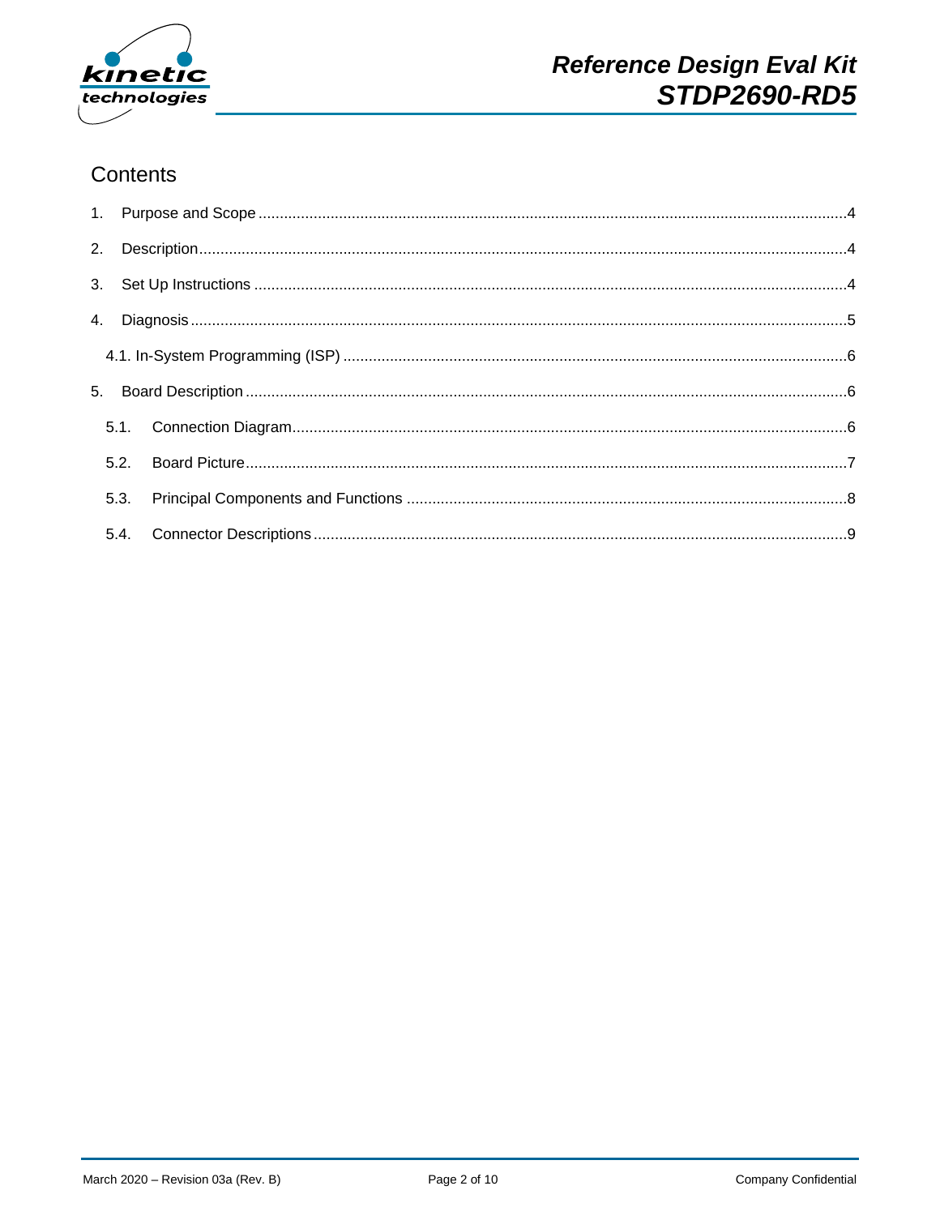## Contents

1. Purpose and Scope ....................................................................................................................................4
2. Description ..................................................................................................................................................4
3. Set Up Instructions ....................................................................................................................................4
4. Diagnosis .....................................................................................................................................................5
   - 4.1. In-System Programming (ISP) ..........................................................................................................6
5. Board Description .....................................................................................................................................6
   - 5.1. Connection Diagram .........................................................................................................................6
   - 5.2. Board Picture ....................................................................................................................................7
   - 5.3. Principal Components and Functions ................................................................................................8
   - 5.4. Connector Descriptions .....................................................................................................................9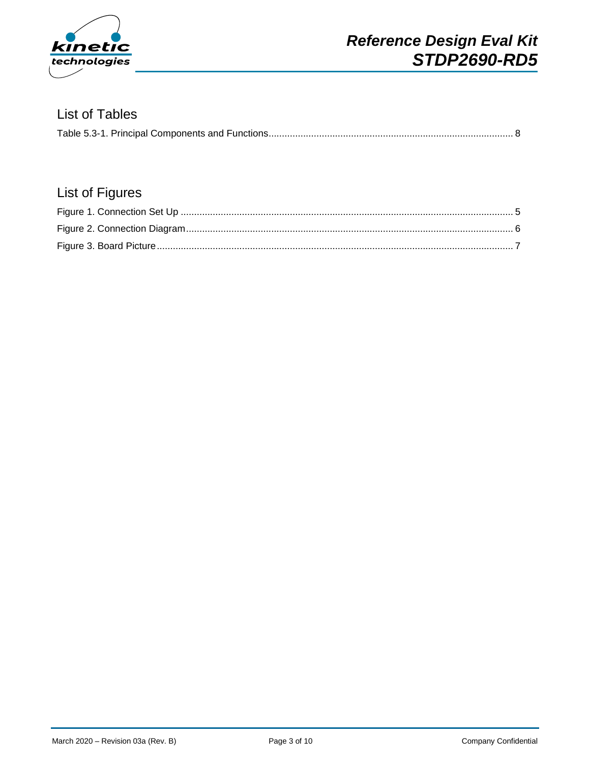## List of Tables

Table 5.3-1. Principal Components and Functions ........................................................................................... 8

## List of Figures

Figure 1. Connection Set Up ............................................................................................................................. 5

Figure 2. Connection Diagram ........................................................................................................................... 6

Figure 3. Board Picture ...................................................................................................................................... 7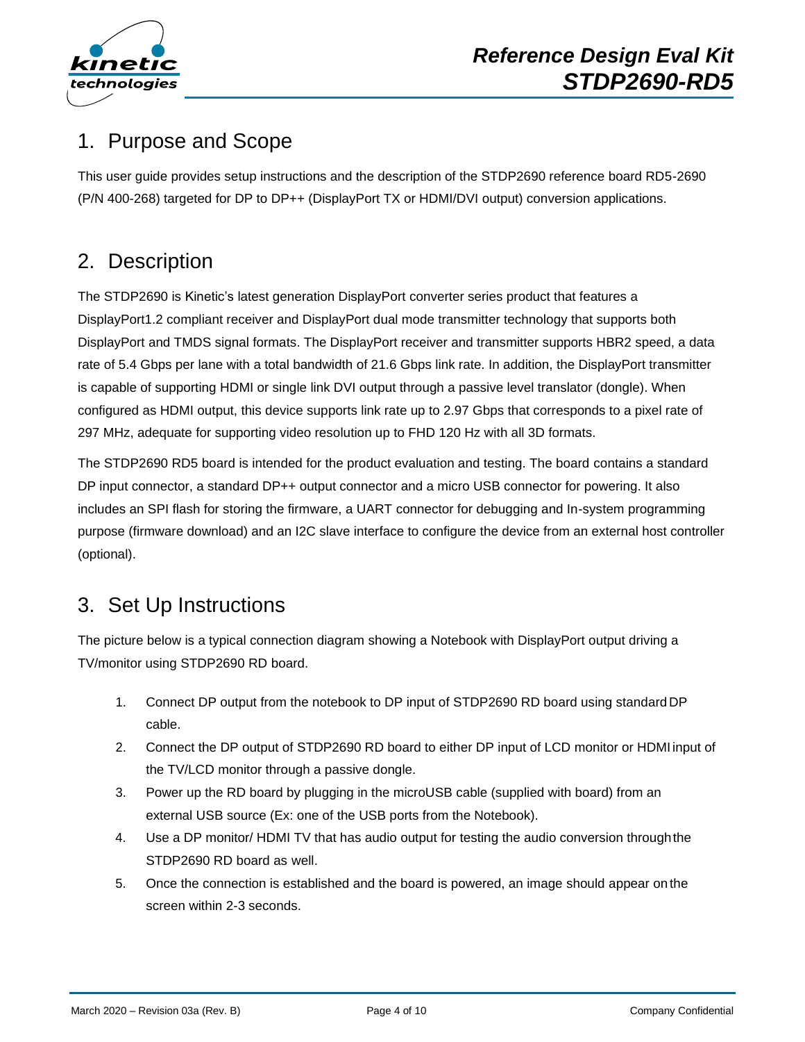## 1. Purpose and Scope

This user guide provides setup instructions and the description of the STDP2690 reference board RD5-2690 (P/N 400-268) targeted for DP to DP++ (DisplayPort TX or HDMI/DVI output) conversion applications.

## 2. Description

The STDP2690 is Kinetic's latest generation DisplayPort converter series product that features a DisplayPort1.2 compliant receiver and DisplayPort dual mode transmitter technology that supports both DisplayPort and TMDS signal formats. The DisplayPort receiver and transmitter supports HBR2 speed, a data rate of 5.4 Gbps per lane with a total bandwidth of 21.6 Gbps link rate. In addition, the DisplayPort transmitter is capable of supporting HDMI or single link DVI output through a passive level translator (dongle). When configured as HDMI output, this device supports link rate up to 2.97 Gbps that corresponds to a pixel rate of 297 MHz, adequate for supporting video resolution up to FHD 120 Hz with all 3D formats.

The STDP2690 RD5 board is intended for the product evaluation and testing. The board contains a standard DP input connector, a standard DP++ output connector and a micro USB connector for powering. It also includes an SPI flash for storing the firmware, a UART connector for debugging and In-system programming purpose (firmware download) and an I2C slave interface to configure the device from an external host controller (optional).

## 3. Set Up Instructions

The picture below is a typical connection diagram showing a Notebook with DisplayPort output driving a TV/monitor using STDP2690 RD board.

1. Connect DP output from the notebook to DP input of STDP2690 RD board using standard DP cable.
2. Connect the DP output of STDP2690 RD board to either DP input of LCD monitor or HDMI input of the TV/LCD monitor through a passive dongle.
3. Power up the RD board by plugging in the microUSB cable (supplied with board) from an external USB source (Ex: one of the USB ports from the Notebook).
4. Use a DP monitor/ HDMI TV that has audio output for testing the audio conversion through the STDP2690 RD board as well.
5. Once the connection is established and the board is powered, an image should appear on the screen within 2-3 seconds.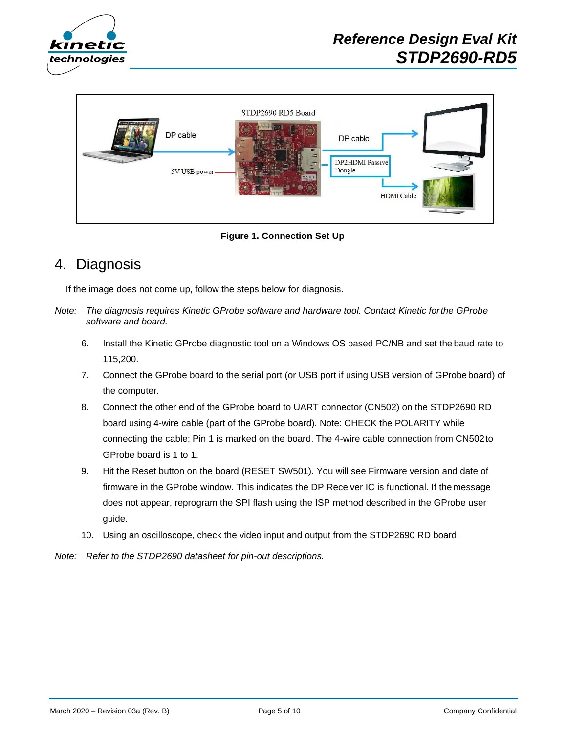Figure 1. Connection Set Up

## 4. Diagnosis

If the image does not come up, follow the steps below for diagnosis.

*Note: The diagnosis requires Kinetic GProbe software and hardware tool. Contact Kinetic for the GProbe software and board.*

6. Install the Kinetic GProbe diagnostic tool on a Windows OS based PC/NB and set the baud rate to 115,200.
7. Connect the GProbe board to the serial port (or USB port if using USB version of GProbe board) of the computer.
8. Connect the other end of the GProbe board to UART connector (CN502) on the STDP2690 RD board using 4-wire cable (part of the GProbe board). Note: CHECK the POLARITY while connecting the cable; Pin 1 is marked on the board. The 4-wire cable connection from CN502 to GProbe board is 1 to 1.
9. Hit the Reset button on the board (RESET SW501). You will see Firmware version and date of firmware in the GProbe window. This indicates the DP Receiver IC is functional. If the message does not appear, reprogram the SPI flash using the ISP method described in the GProbe user guide.
10. Using an oscilloscope, check the video input and output from the STDP2690 RD board.

*Note: Refer to the STDP2690 datasheet for pin-out descriptions.*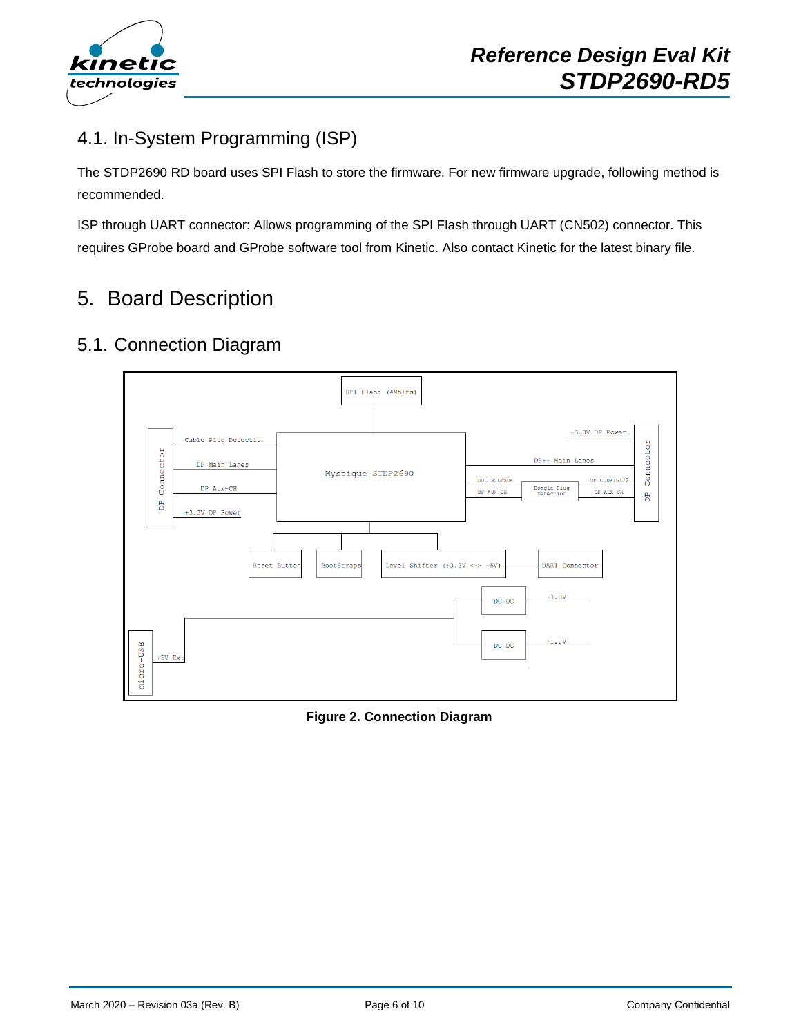## 4.1. In-System Programming (ISP)

The STDP2690 RD board uses SPI Flash to store the firmware. For new firmware upgrade, following method is recommended.

ISP through UART connector: Allows programming of the SPI Flash through UART (CN502) connector. This requires GProbe board and GProbe software tool from Kinetic. Also contact Kinetic for the latest binary file.

# 5. Board Description

## 5.1. Connection Diagram

**Figure 2. Connection Diagram**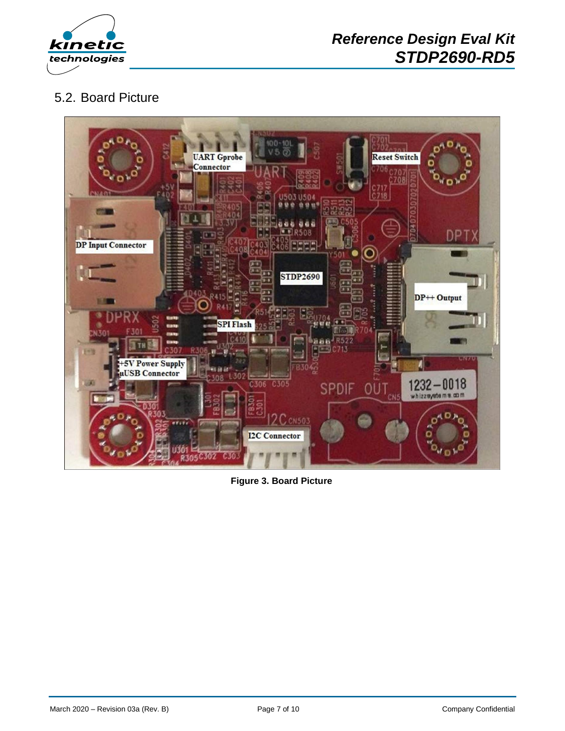## 5.2. Board Picture

**Figure 3. Board Picture**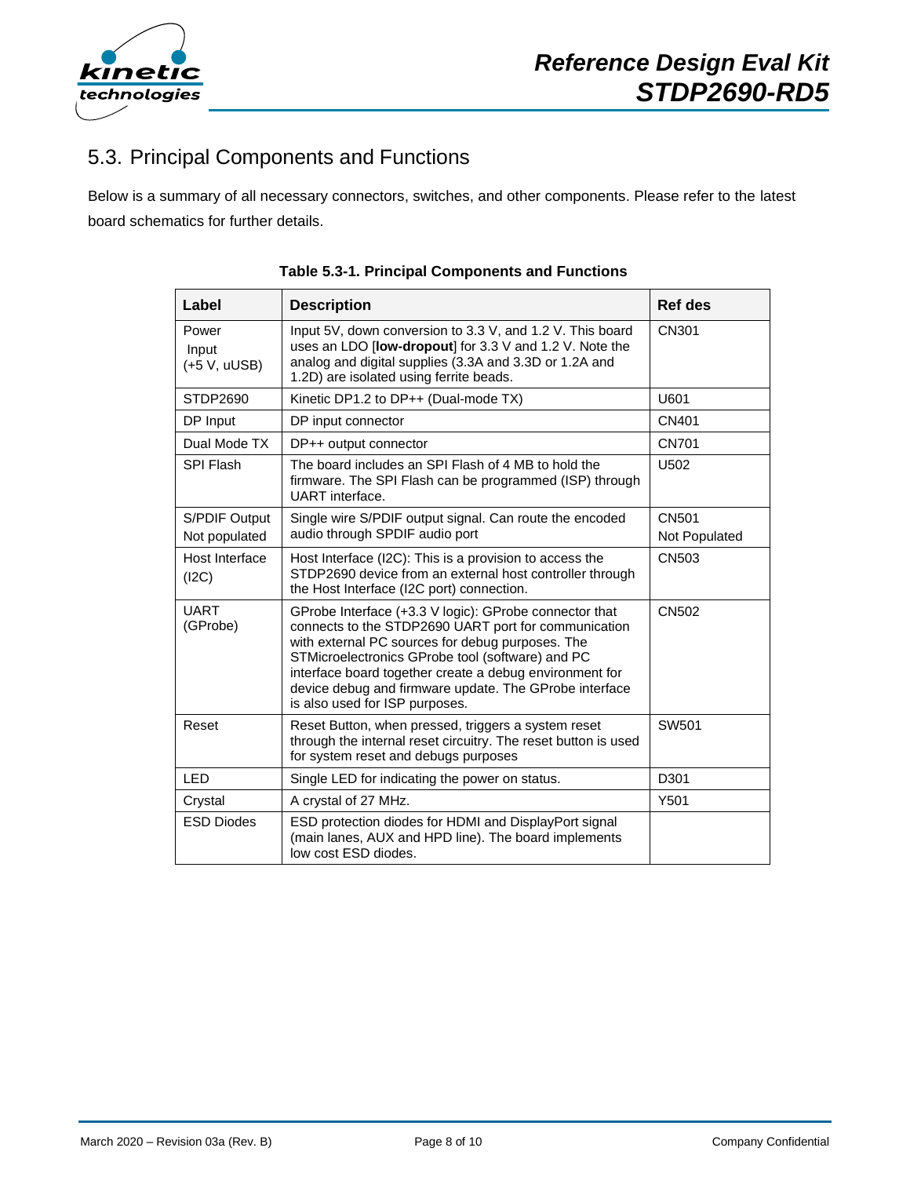## 5.3. Principal Components and Functions

Below is a summary of all necessary connectors, switches, and other components. Please refer to the latest board schematics for further details.

**Table 5.3-1. Principal Components and Functions**

| Label | Description | Ref des |
|---|---|---|
| Power Input (+5 V, uUSB) | Input 5V, down conversion to 3.3 V, and 1.2 V. This board uses an LDO [**low-dropout**] for 3.3 V and 1.2 V. Note the analog and digital supplies (3.3A and 3.3D or 1.2A and 1.2D) are isolated using ferrite beads. | CN301 |
| STDP2690 | Kinetic DP1.2 to DP++ (Dual-mode TX) | U601 |
| DP Input | DP input connector | CN401 |
| Dual Mode TX | DP++ output connector | CN701 |
| SPI Flash | The board includes an SPI Flash of 4 MB to hold the firmware. The SPI Flash can be programmed (ISP) through UART interface. | U502 |
| S/PDIF Output Not populated | Single wire S/PDIF output signal. Can route the encoded audio through SPDIF audio port | CN501 Not Populated |
| Host Interface (I2C) | Host Interface (I2C): This is a provision to access the STDP2690 device from an external host controller through the Host Interface (I2C port) connection. | CN503 |
| UART (GProbe) | GProbe Interface (+3.3 V logic): GProbe connector that connects to the STDP2690 UART port for communication with external PC sources for debug purposes. The STMicroelectronics GProbe tool (software) and PC interface board together create a debug environment for device debug and firmware update. The GProbe interface is also used for ISP purposes. | CN502 |
| Reset | Reset Button, when pressed, triggers a system reset through the internal reset circuitry. The reset button is used for system reset and debugs purposes | SW501 |
| LED | Single LED for indicating the power on status. | D301 |
| Crystal | A crystal of 27 MHz. | Y501 |
| ESD Diodes | ESD protection diodes for HDMI and DisplayPort signal (main lanes, AUX and HPD line). The board implements low cost ESD diodes. | |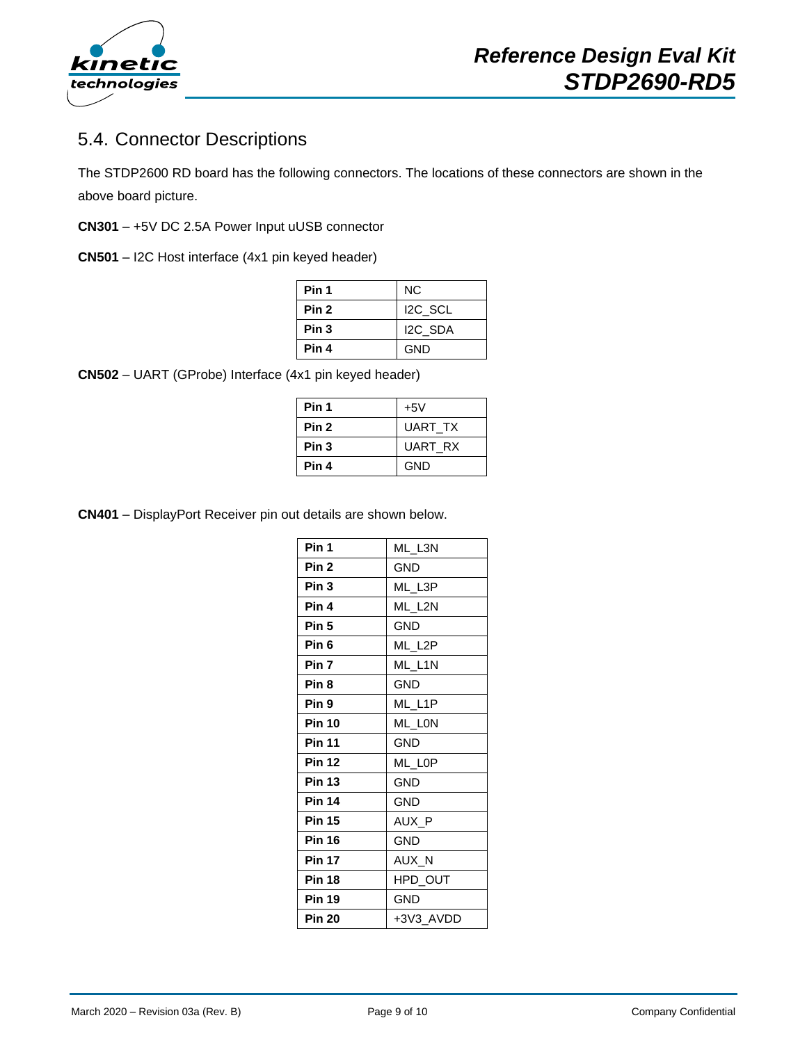## 5.4. Connector Descriptions

The STDP2600 RD board has the following connectors. The locations of these connectors are shown in the above board picture.

**CN301** – +5V DC 2.5A Power Input uUSB connector

**CN501** – I2C Host interface (4x1 pin keyed header)

| | |
|---|---|
| **Pin 1** | NC |
| **Pin 2** | I2C_SCL |
| **Pin 3** | I2C_SDA |
| **Pin 4** | GND |

**CN502** – UART (GProbe) Interface (4x1 pin keyed header)

| | |
|---|---|
| **Pin 1** | +5V |
| **Pin 2** | UART_TX |
| **Pin 3** | UART_RX |
| **Pin 4** | GND |

**CN401** – DisplayPort Receiver pin out details are shown below.

| | |
|---|---|
| **Pin 1** | ML_L3N |
| **Pin 2** | GND |
| **Pin 3** | ML_L3P |
| **Pin 4** | ML_L2N |
| **Pin 5** | GND |
| **Pin 6** | ML_L2P |
| **Pin 7** | ML_L1N |
| **Pin 8** | GND |
| **Pin 9** | ML_L1P |
| **Pin 10** | ML_L0N |
| **Pin 11** | GND |
| **Pin 12** | ML_L0P |
| **Pin 13** | GND |
| **Pin 14** | GND |
| **Pin 15** | AUX_P |
| **Pin 16** | GND |
| **Pin 17** | AUX_N |
| **Pin 18** | HPD_OUT |
| **Pin 19** | GND |
| **Pin 20** | +3V3_AVDD |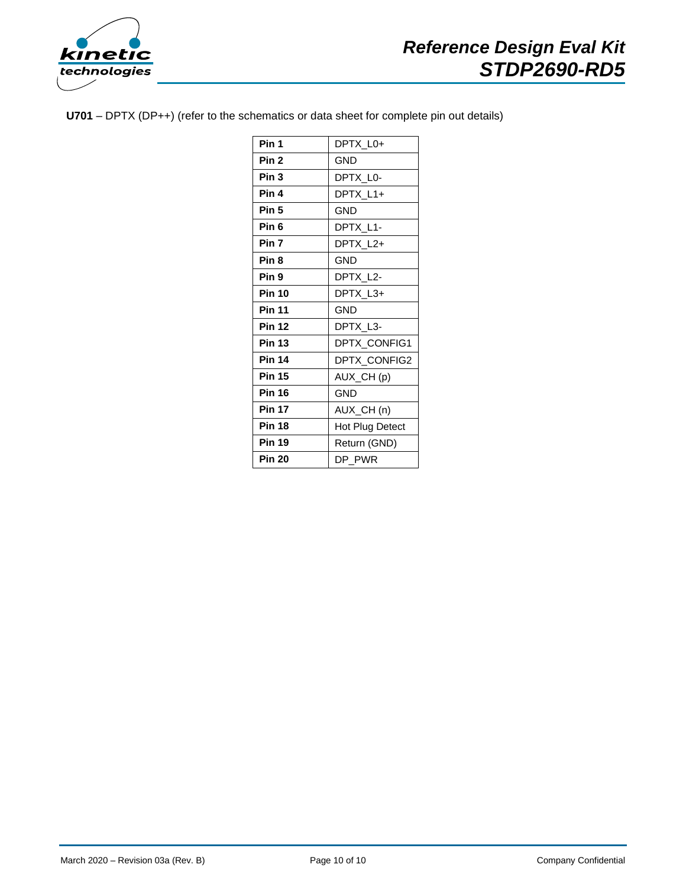**U701** – DPTX (DP++) (refer to the schematics or data sheet for complete pin out details)

| | |
|---|---|
| **Pin 1** | DPTX_L0+ |
| **Pin 2** | GND |
| **Pin 3** | DPTX_L0- |
| **Pin 4** | DPTX_L1+ |
| **Pin 5** | GND |
| **Pin 6** | DPTX_L1- |
| **Pin 7** | DPTX_L2+ |
| **Pin 8** | GND |
| **Pin 9** | DPTX_L2- |
| **Pin 10** | DPTX_L3+ |
| **Pin 11** | GND |
| **Pin 12** | DPTX_L3- |
| **Pin 13** | DPTX_CONFIG1 |
| **Pin 14** | DPTX_CONFIG2 |
| **Pin 15** | AUX_CH (p) |
| **Pin 16** | GND |
| **Pin 17** | AUX_CH (n) |
| **Pin 18** | Hot Plug Detect |
| **Pin 19** | Return (GND) |
| **Pin 20** | DP_PWR |